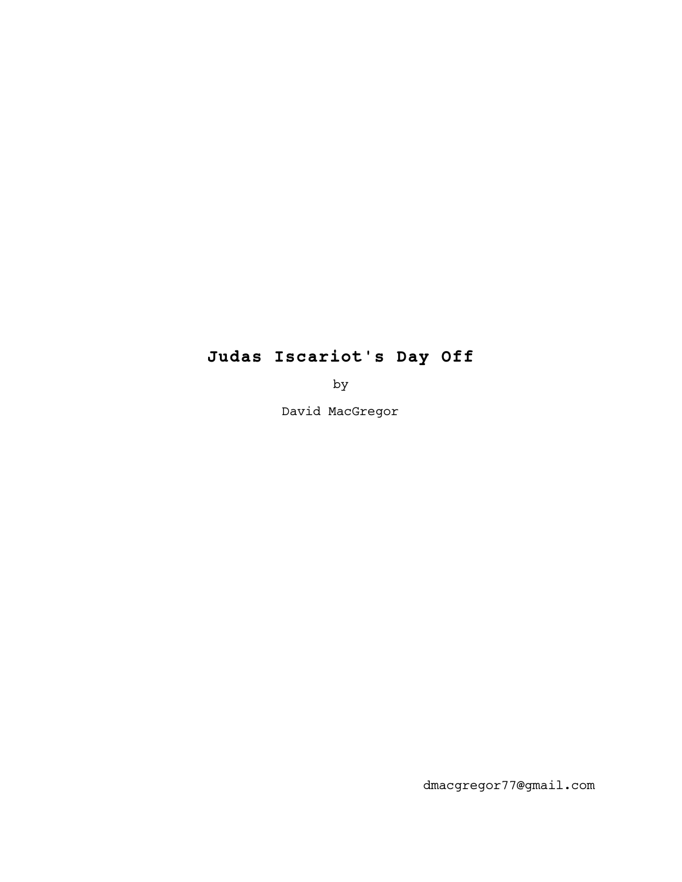# Judas Iscariot's Day Off

by

David MacGregor

dmacgregor77@gmail.com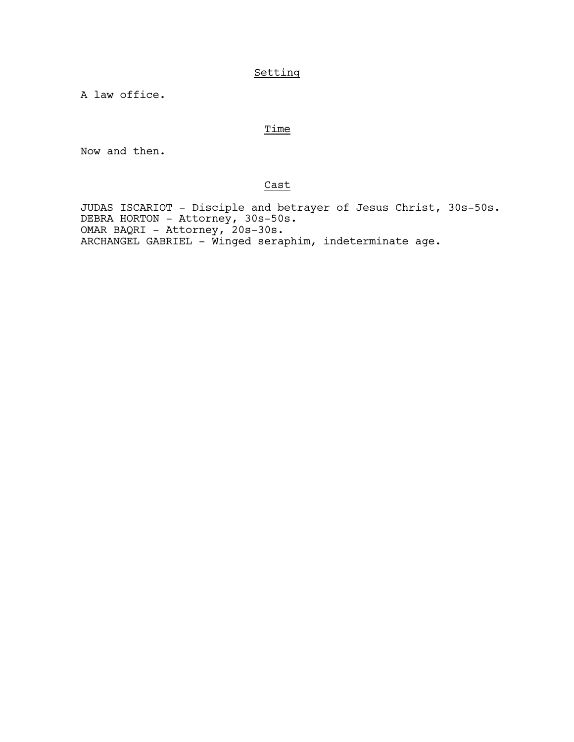## Setting

A law office.

## Time

Now and then.

## Cast

JUDAS ISCARIOT - Disciple and betrayer of Jesus Christ, 30s-50s.
DEBRA HORTON - Attorney, 30s-50s.
OMAR BAQRI - Attorney, 20s-30s.
ARCHANGEL GABRIEL - Winged seraphim, indeterminate age.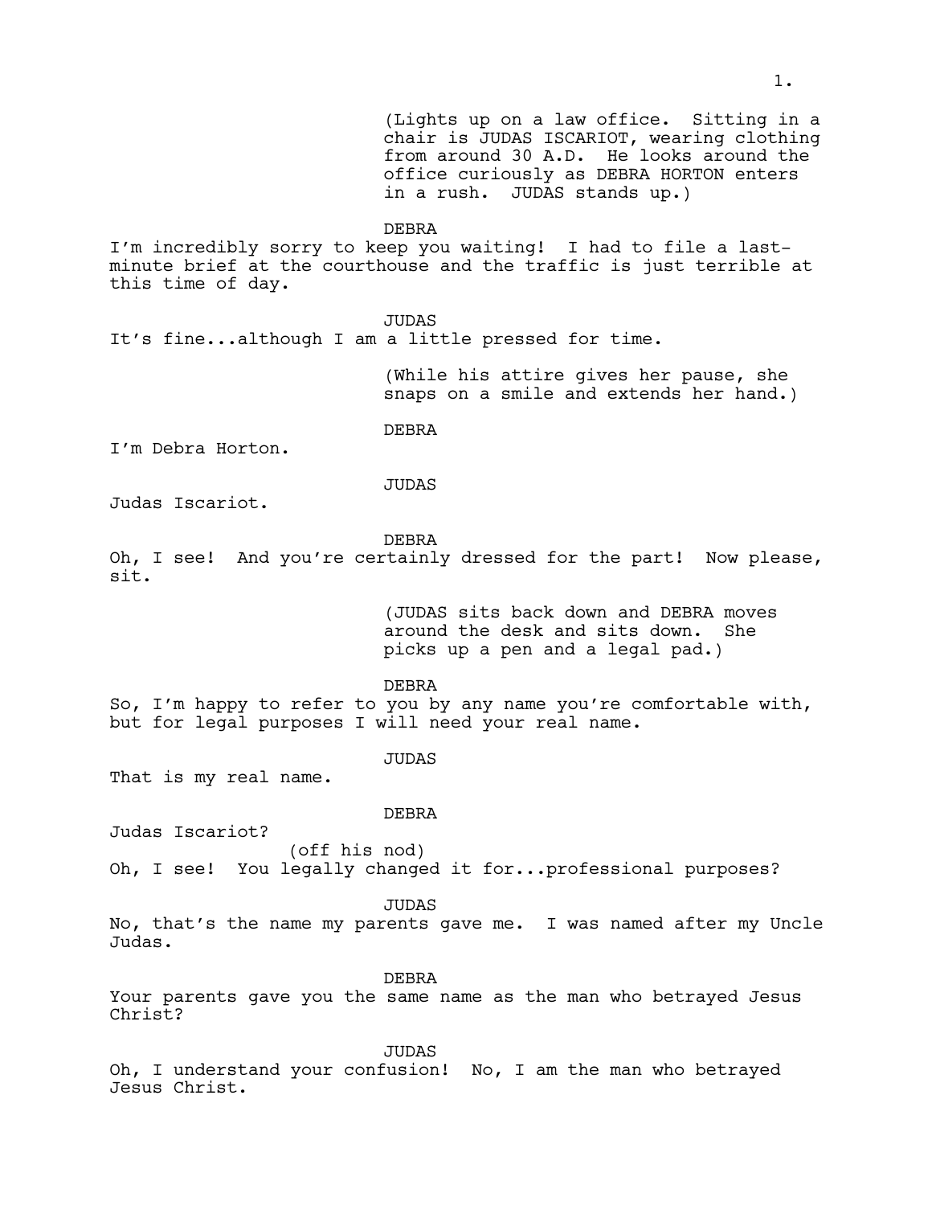(Lights up on a law office. Sitting in a chair is JUDAS ISCARIOT, wearing clothing from around 30 A.D. He looks around the office curiously as DEBRA HORTON enters in a rush. JUDAS stands up.)

DEBRA

I'm incredibly sorry to keep you waiting! I had to file a last-minute brief at the courthouse and the traffic is just terrible at this time of day.

JUDAS

It's fine...although I am a little pressed for time.

(While his attire gives her pause, she snaps on a smile and extends her hand.)

DEBRA

I'm Debra Horton.

JUDAS

Judas Iscariot.

DEBRA

Oh, I see! And you're certainly dressed for the part! Now please, sit.

(JUDAS sits back down and DEBRA moves around the desk and sits down. She picks up a pen and a legal pad.)

DEBRA

So, I'm happy to refer to you by any name you're comfortable with, but for legal purposes I will need your real name.

JUDAS

That is my real name.

DEBRA

Judas Iscariot?

(off his nod)

Oh, I see! You legally changed it for...professional purposes?

JUDAS

No, that's the name my parents gave me. I was named after my Uncle Judas.

DEBRA

Your parents gave you the same name as the man who betrayed Jesus Christ?

JUDAS

Oh, I understand your confusion! No, I am the man who betrayed Jesus Christ.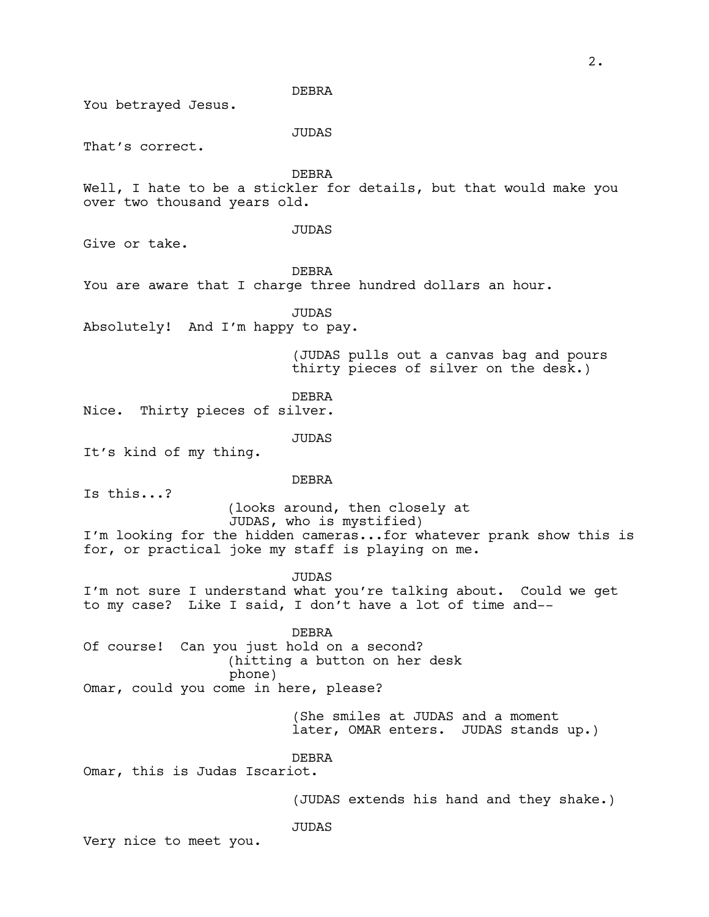DEBRA

You betrayed Jesus.

JUDAS

That's correct.

DEBRA

Well, I hate to be a stickler for details, but that would make you over two thousand years old.

JUDAS

Give or take.

DEBRA

You are aware that I charge three hundred dollars an hour.

JUDAS

Absolutely! And I'm happy to pay.

(JUDAS pulls out a canvas bag and pours thirty pieces of silver on the desk.)

DEBRA

Nice. Thirty pieces of silver.

JUDAS

It's kind of my thing.

DEBRA

Is this...?

(looks around, then closely at JUDAS, who is mystified)

I'm looking for the hidden cameras...for whatever prank show this is for, or practical joke my staff is playing on me.

JUDAS

I'm not sure I understand what you're talking about. Could we get to my case? Like I said, I don't have a lot of time and--

DEBRA

Of course! Can you just hold on a second?

(hitting a button on her desk phone)

Omar, could you come in here, please?

(She smiles at JUDAS and a moment later, OMAR enters. JUDAS stands up.)

DEBRA

Omar, this is Judas Iscariot.

(JUDAS extends his hand and they shake.)

JUDAS

Very nice to meet you.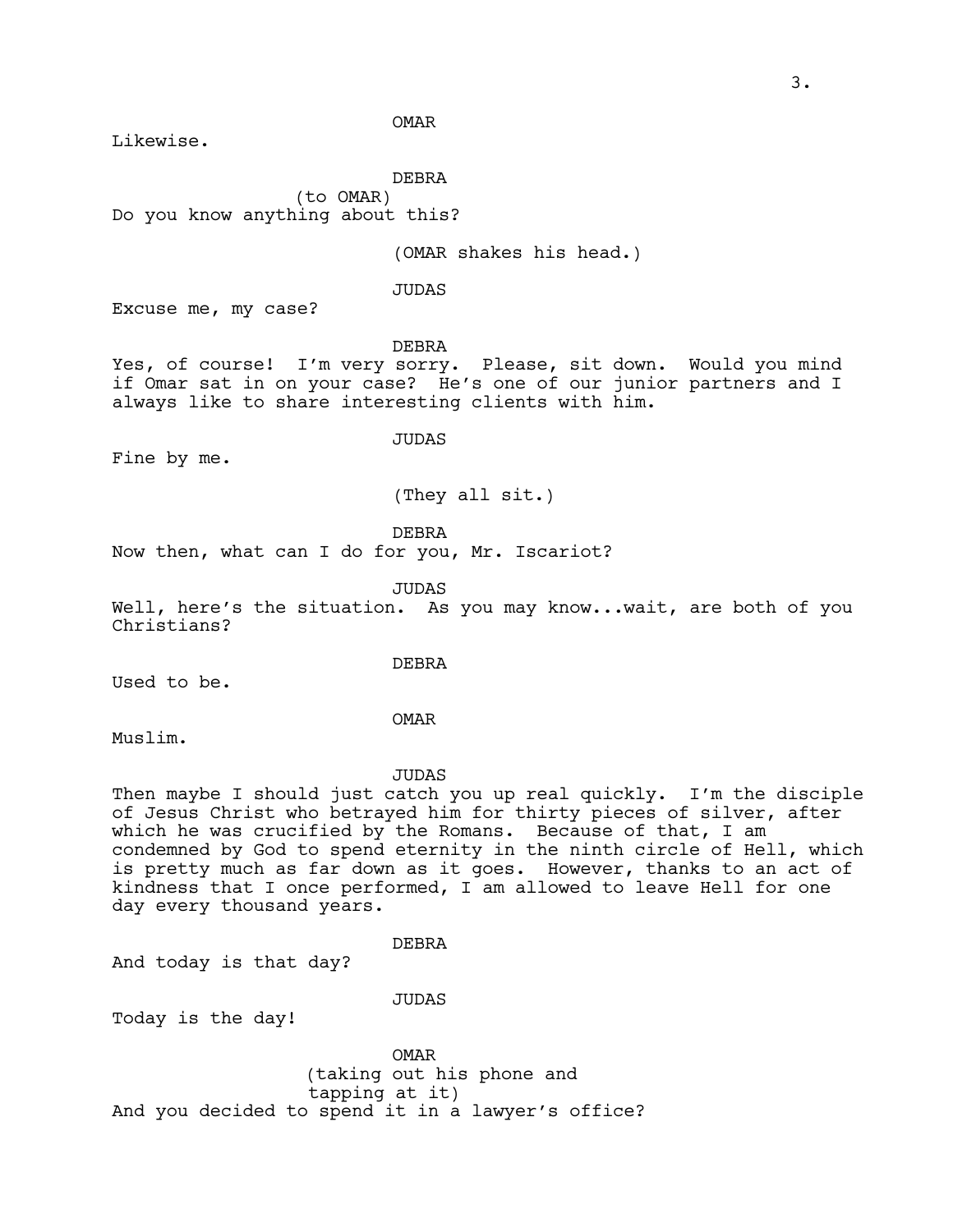OMAR

Likewise.

DEBRA
(to OMAR)
Do you know anything about this?

(OMAR shakes his head.)

JUDAS

Excuse me, my case?

DEBRA

Yes, of course! I'm very sorry. Please, sit down. Would you mind if Omar sat in on your case? He's one of our junior partners and I always like to share interesting clients with him.

JUDAS

Fine by me.

(They all sit.)

DEBRA

Now then, what can I do for you, Mr. Iscariot?

JUDAS

Well, here's the situation. As you may know...wait, are both of you Christians?

DEBRA

Used to be.

OMAR

Muslim.

JUDAS

Then maybe I should just catch you up real quickly. I'm the disciple of Jesus Christ who betrayed him for thirty pieces of silver, after which he was crucified by the Romans. Because of that, I am condemned by God to spend eternity in the ninth circle of Hell, which is pretty much as far down as it goes. However, thanks to an act of kindness that I once performed, I am allowed to leave Hell for one day every thousand years.

DEBRA

And today is that day?

JUDAS

Today is the day!

OMAR
(taking out his phone and tapping at it)
And you decided to spend it in a lawyer's office?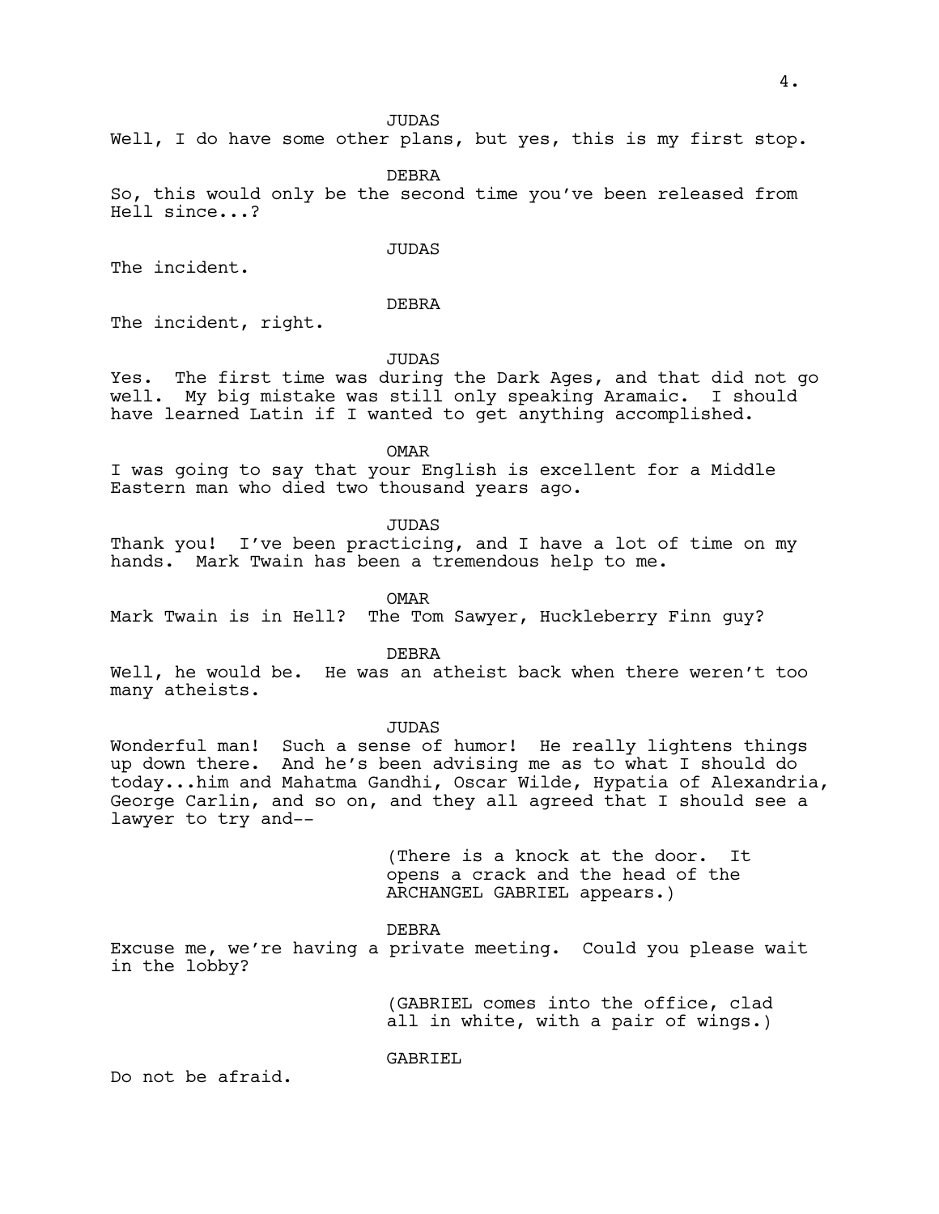JUDAS

Well, I do have some other plans, but yes, this is my first stop.

DEBRA

So, this would only be the second time you've been released from Hell since...?

JUDAS

The incident.

DEBRA

The incident, right.

JUDAS

Yes. The first time was during the Dark Ages, and that did not go well. My big mistake was still only speaking Aramaic. I should have learned Latin if I wanted to get anything accomplished.

OMAR

I was going to say that your English is excellent for a Middle Eastern man who died two thousand years ago.

JUDAS

Thank you! I've been practicing, and I have a lot of time on my hands. Mark Twain has been a tremendous help to me.

OMAR

Mark Twain is in Hell? The Tom Sawyer, Huckleberry Finn guy?

DEBRA

Well, he would be. He was an atheist back when there weren't too many atheists.

JUDAS

Wonderful man! Such a sense of humor! He really lightens things up down there. And he's been advising me as to what I should do today...him and Mahatma Gandhi, Oscar Wilde, Hypatia of Alexandria, George Carlin, and so on, and they all agreed that I should see a lawyer to try and--

(There is a knock at the door. It opens a crack and the head of the ARCHANGEL GABRIEL appears.)

DEBRA

Excuse me, we're having a private meeting. Could you please wait in the lobby?

(GABRIEL comes into the office, clad all in white, with a pair of wings.)

GABRIEL

Do not be afraid.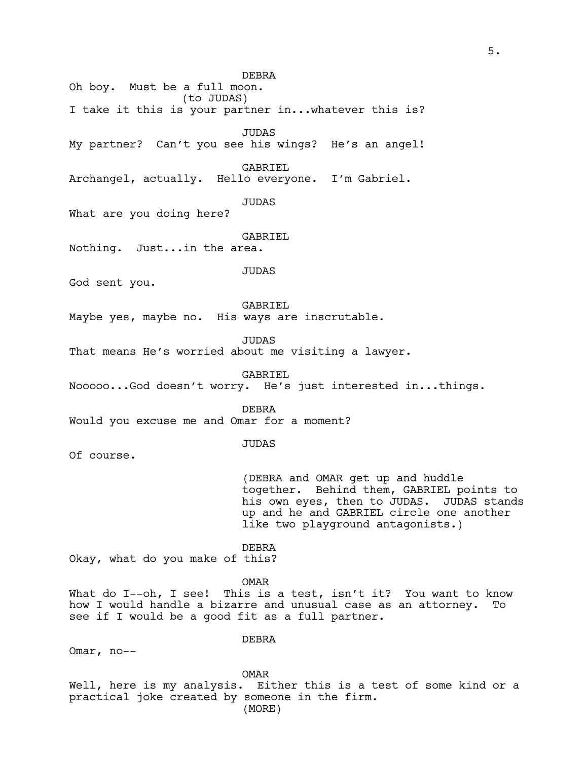DEBRA

Oh boy. Must be a full moon.

(to JUDAS)

I take it this is your partner in...whatever this is?

JUDAS

My partner? Can't you see his wings? He's an angel!

GABRIEL

Archangel, actually. Hello everyone. I'm Gabriel.

JUDAS

What are you doing here?

GABRIEL

Nothing. Just...in the area.

JUDAS

God sent you.

GABRIEL

Maybe yes, maybe no. His ways are inscrutable.

JUDAS

That means He's worried about me visiting a lawyer.

GABRIEL

Nooooo...God doesn't worry. He's just interested in...things.

DEBRA

Would you excuse me and Omar for a moment?

JUDAS

Of course.

(DEBRA and OMAR get up and huddle together. Behind them, GABRIEL points to his own eyes, then to JUDAS. JUDAS stands up and he and GABRIEL circle one another like two playground antagonists.)

DEBRA

Okay, what do you make of this?

OMAR

What do I--oh, I see! This is a test, isn't it? You want to know how I would handle a bizarre and unusual case as an attorney. To see if I would be a good fit as a full partner.

DEBRA

Omar, no--

OMAR

Well, here is my analysis. Either this is a test of some kind or a practical joke created by someone in the firm.

(MORE)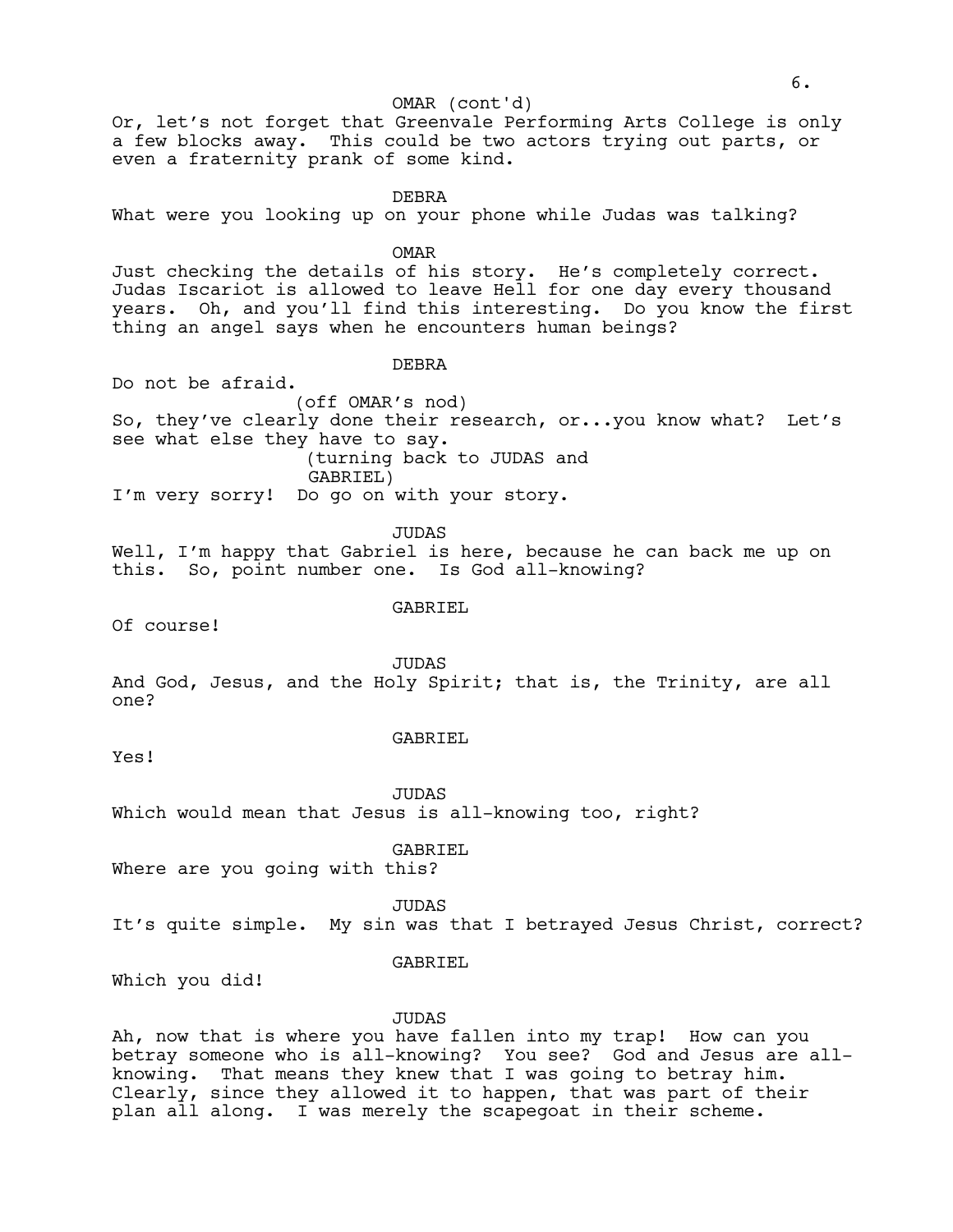OMAR (cont'd)

Or, let's not forget that Greenvale Performing Arts College is only a few blocks away. This could be two actors trying out parts, or even a fraternity prank of some kind.

DEBRA

What were you looking up on your phone while Judas was talking?

OMAR

Just checking the details of his story. He's completely correct. Judas Iscariot is allowed to leave Hell for one day every thousand years. Oh, and you'll find this interesting. Do you know the first thing an angel says when he encounters human beings?

DEBRA

Do not be afraid.

(off OMAR's nod)

So, they've clearly done their research, or...you know what? Let's see what else they have to say.

(turning back to JUDAS and GABRIEL)

I'm very sorry! Do go on with your story.

JUDAS

Well, I'm happy that Gabriel is here, because he can back me up on this. So, point number one. Is God all-knowing?

GABRIEL

Of course!

JUDAS

And God, Jesus, and the Holy Spirit; that is, the Trinity, are all one?

GABRIEL

Yes!

JUDAS

Which would mean that Jesus is all-knowing too, right?

GABRIEL

Where are you going with this?

JUDAS

It's quite simple. My sin was that I betrayed Jesus Christ, correct?

GABRIEL

Which you did!

JUDAS

Ah, now that is where you have fallen into my trap! How can you betray someone who is all-knowing? You see? God and Jesus are all-knowing. That means they knew that I was going to betray him. Clearly, since they allowed it to happen, that was part of their plan all along. I was merely the scapegoat in their scheme.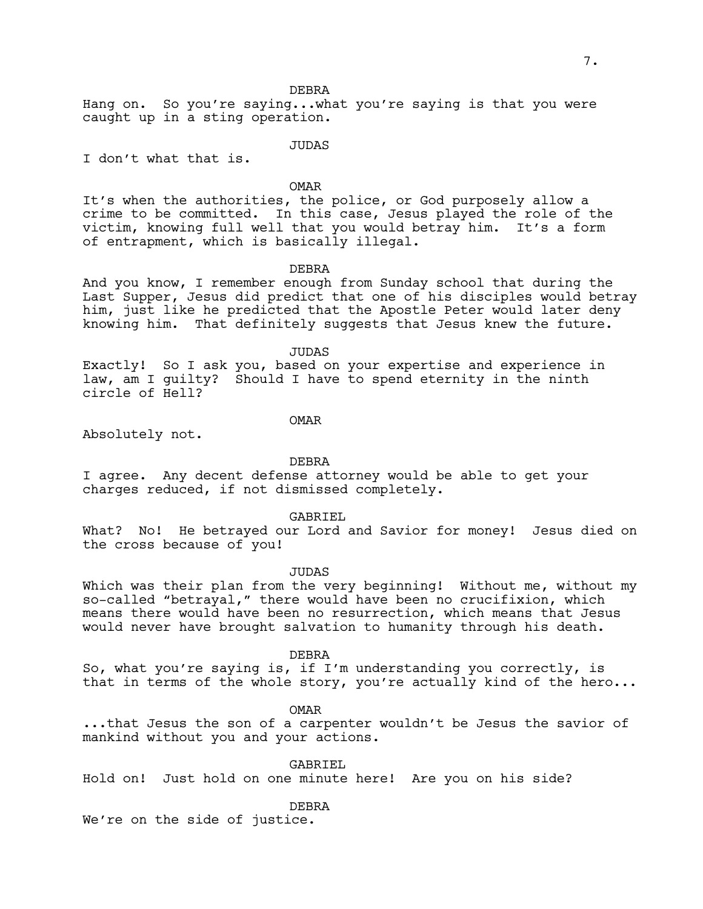DEBRA

Hang on. So you're saying...what you're saying is that you were caught up in a sting operation.

JUDAS

I don't what that is.

OMAR

It's when the authorities, the police, or God purposely allow a crime to be committed. In this case, Jesus played the role of the victim, knowing full well that you would betray him. It's a form of entrapment, which is basically illegal.

DEBRA

And you know, I remember enough from Sunday school that during the Last Supper, Jesus did predict that one of his disciples would betray him, just like he predicted that the Apostle Peter would later deny knowing him. That definitely suggests that Jesus knew the future.

JUDAS

Exactly! So I ask you, based on your expertise and experience in law, am I guilty? Should I have to spend eternity in the ninth circle of Hell?

OMAR

Absolutely not.

DEBRA

I agree. Any decent defense attorney would be able to get your charges reduced, if not dismissed completely.

GABRIEL

What? No! He betrayed our Lord and Savior for money! Jesus died on the cross because of you!

JUDAS

Which was their plan from the very beginning! Without me, without my so-called "betrayal," there would have been no crucifixion, which means there would have been no resurrection, which means that Jesus would never have brought salvation to humanity through his death.

DEBRA

So, what you're saying is, if I'm understanding you correctly, is that in terms of the whole story, you're actually kind of the hero...

OMAR

...that Jesus the son of a carpenter wouldn't be Jesus the savior of mankind without you and your actions.

GABRIEL

Hold on! Just hold on one minute here! Are you on his side?

DEBRA

We're on the side of justice.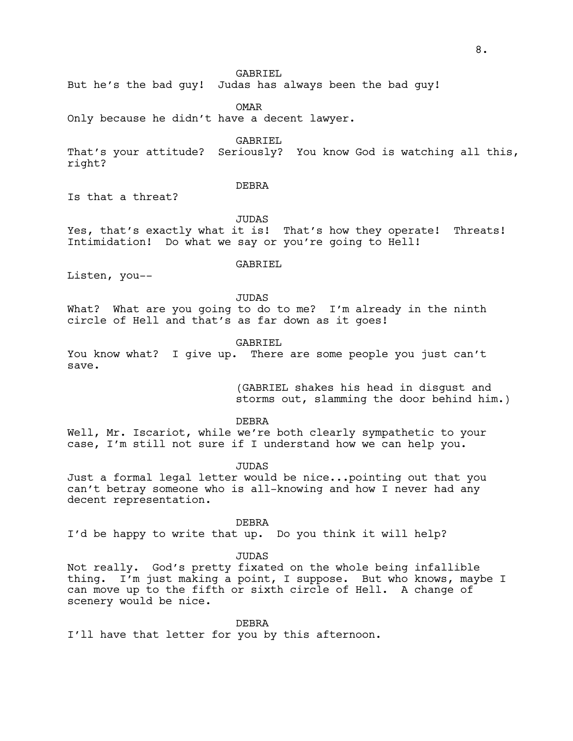GABRIEL

But he's the bad guy!  Judas has always been the bad guy!

OMAR

Only because he didn't have a decent lawyer.

GABRIEL

That's your attitude?  Seriously?  You know God is watching all this, right?

DEBRA

Is that a threat?

JUDAS

Yes, that's exactly what it is!  That's how they operate!  Threats!  Intimidation!  Do what we say or you're going to Hell!

GABRIEL

Listen, you--

JUDAS

What?  What are you going to do to me?  I'm already in the ninth circle of Hell and that's as far down as it goes!

GABRIEL

You know what?  I give up.  There are some people you just can't save.

(GABRIEL shakes his head in disgust and storms out, slamming the door behind him.)

DEBRA

Well, Mr. Iscariot, while we're both clearly sympathetic to your case, I'm still not sure if I understand how we can help you.

JUDAS

Just a formal legal letter would be nice...pointing out that you can't betray someone who is all-knowing and how I never had any decent representation.

DEBRA

I'd be happy to write that up.  Do you think it will help?

JUDAS

Not really.  God's pretty fixated on the whole being infallible thing.  I'm just making a point, I suppose.  But who knows, maybe I can move up to the fifth or sixth circle of Hell.  A change of scenery would be nice.

DEBRA

I'll have that letter for you by this afternoon.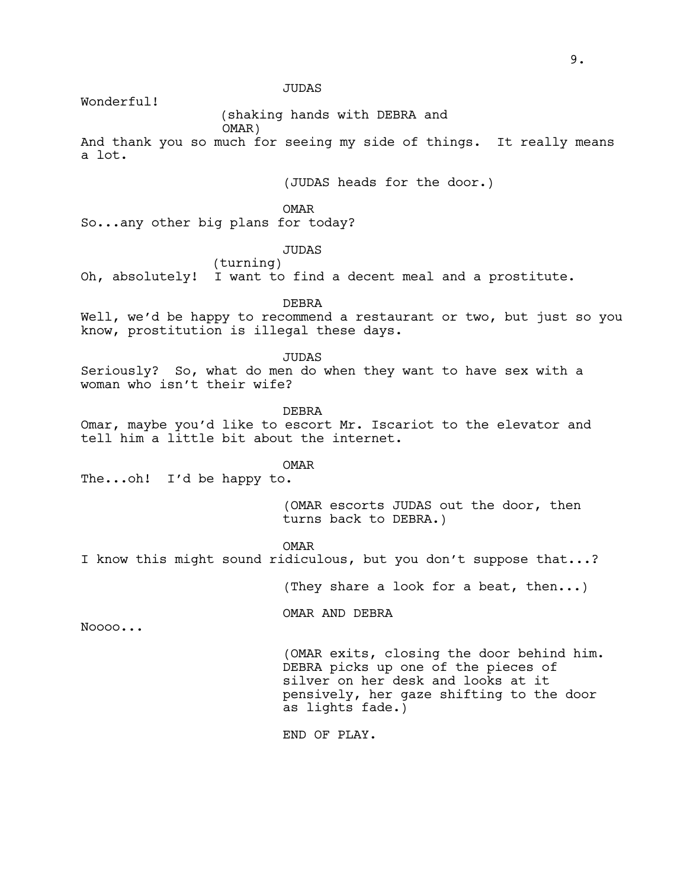JUDAS

Wonderful!

(shaking hands with DEBRA and OMAR)

And thank you so much for seeing my side of things. It really means a lot.

(JUDAS heads for the door.)

OMAR

So...any other big plans for today?

JUDAS

(turning)

Oh, absolutely! I want to find a decent meal and a prostitute.

DEBRA

Well, we'd be happy to recommend a restaurant or two, but just so you know, prostitution is illegal these days.

JUDAS

Seriously? So, what do men do when they want to have sex with a woman who isn't their wife?

DEBRA

Omar, maybe you'd like to escort Mr. Iscariot to the elevator and tell him a little bit about the internet.

OMAR

The...oh! I'd be happy to.

(OMAR escorts JUDAS out the door, then turns back to DEBRA.)

OMAR

I know this might sound ridiculous, but you don't suppose that...?

(They share a look for a beat, then...)

OMAR AND DEBRA

Noooo...

(OMAR exits, closing the door behind him. DEBRA picks up one of the pieces of silver on her desk and looks at it pensively, her gaze shifting to the door as lights fade.)

END OF PLAY.